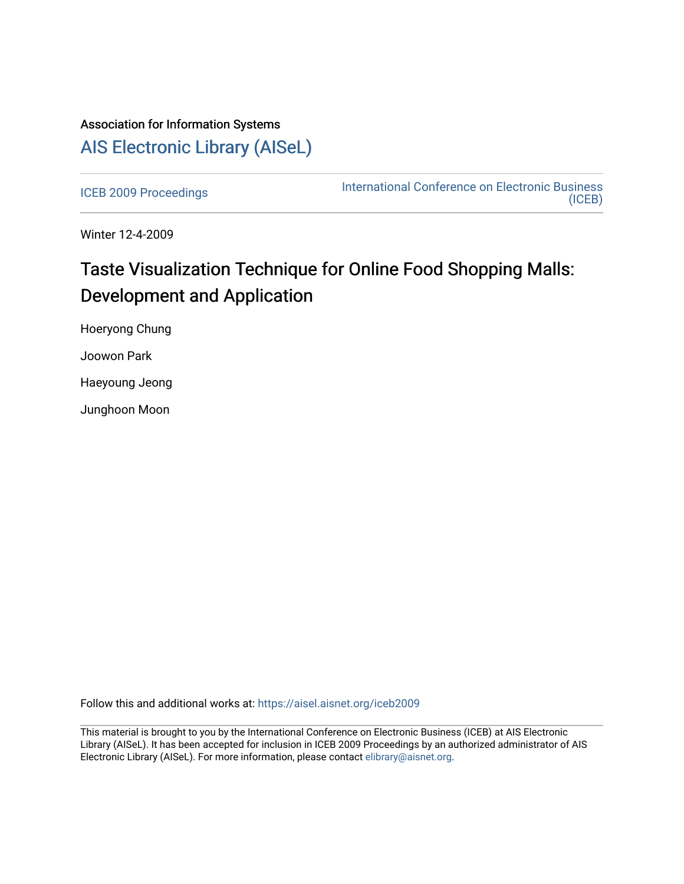Association for Information Systems

# AIS Electronic Library (AISeL)

ICEB 2009 Proceedings | International Conference on Electronic Business (ICEB)

Winter 12-4-2009

# Taste Visualization Technique for Online Food Shopping Malls: Development and Application

Hoeryong Chung

Joowon Park

Haeyoung Jeong

Junghoon Moon

Follow this and additional works at: https://aisel.aisnet.org/iceb2009

This material is brought to you by the International Conference on Electronic Business (ICEB) at AIS Electronic Library (AISeL). It has been accepted for inclusion in ICEB 2009 Proceedings by an authorized administrator of AIS Electronic Library (AISeL). For more information, please contact elibrary@aisnet.org.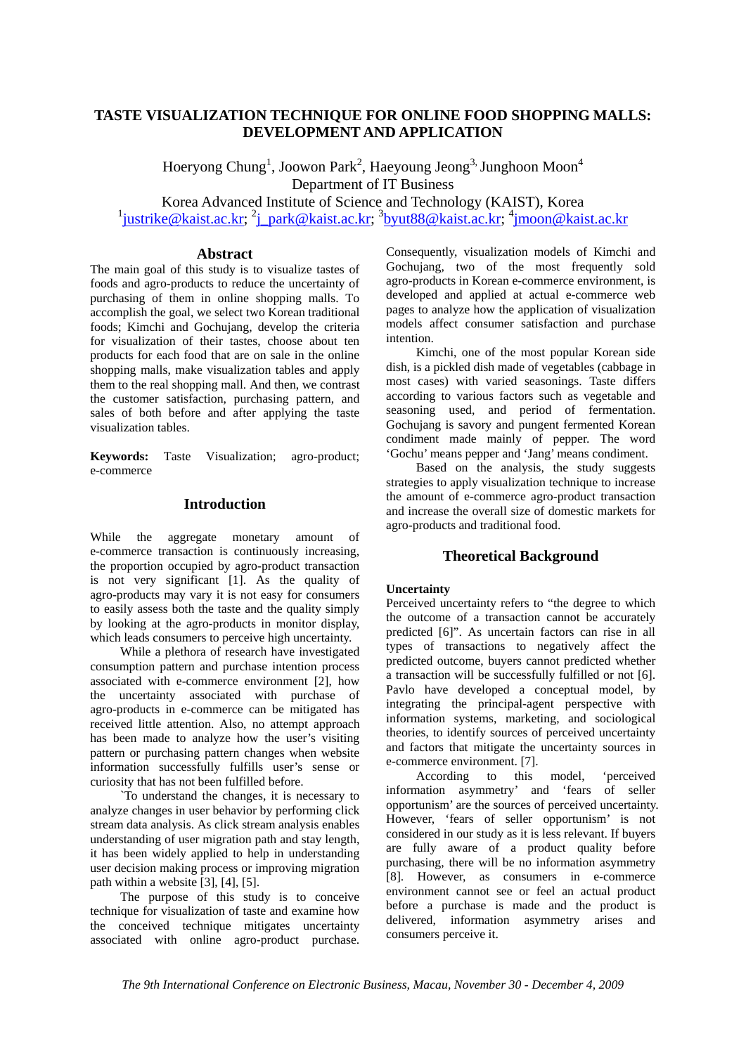# TASTE VISUALIZATION TECHNIQUE FOR ONLINE FOOD SHOPPING MALLS: DEVELOPMENT AND APPLICATION

Hoeryong Chung[1], Joowon Park[2], Haeyoung Jeong[3], Junghoon Moon[4]

Department of IT Business

Korea Advanced Institute of Science and Technology (KAIST), Korea

[1]justrike@kaist.ac.kr; [2]j_park@kaist.ac.kr; [3]byut88@kaist.ac.kr; [4]jmoon@kaist.ac.kr

## Abstract

The main goal of this study is to visualize tastes of foods and agro-products to reduce the uncertainty of purchasing of them in online shopping malls. To accomplish the goal, we select two Korean traditional foods; Kimchi and Gochujang, develop the criteria for visualization of their tastes, choose about ten products for each food that are on sale in the online shopping malls, make visualization tables and apply them to the real shopping mall. And then, we contrast the customer satisfaction, purchasing pattern, and sales of both before and after applying the taste visualization tables.

**Keywords:** Taste Visualization; agro-product; e-commerce

## Introduction

While the aggregate monetary amount of e-commerce transaction is continuously increasing, the proportion occupied by agro-product transaction is not very significant [1]. As the quality of agro-products may vary it is not easy for consumers to easily assess both the taste and the quality simply by looking at the agro-products in monitor display, which leads consumers to perceive high uncertainty.

While a plethora of research have investigated consumption pattern and purchase intention process associated with e-commerce environment [2], how the uncertainty associated with purchase of agro-products in e-commerce can be mitigated has received little attention. Also, no attempt approach has been made to analyze how the user's visiting pattern or purchasing pattern changes when website information successfully fulfills user's sense or curiosity that has not been fulfilled before.

`To understand the changes, it is necessary to analyze changes in user behavior by performing click stream data analysis. As click stream analysis enables understanding of user migration path and stay length, it has been widely applied to help in understanding user decision making process or improving migration path within a website [3], [4], [5].

The purpose of this study is to conceive technique for visualization of taste and examine how the conceived technique mitigates uncertainty associated with online agro-product purchase. Consequently, visualization models of Kimchi and Gochujang, two of the most frequently sold agro-products in Korean e-commerce environment, is developed and applied at actual e-commerce web pages to analyze how the application of visualization models affect consumer satisfaction and purchase intention.

Kimchi, one of the most popular Korean side dish, is a pickled dish made of vegetables (cabbage in most cases) with varied seasonings. Taste differs according to various factors such as vegetable and seasoning used, and period of fermentation. Gochujang is savory and pungent fermented Korean condiment made mainly of pepper. The word 'Gochu' means pepper and 'Jang' means condiment.

Based on the analysis, the study suggests strategies to apply visualization technique to increase the amount of e-commerce agro-product transaction and increase the overall size of domestic markets for agro-products and traditional food.

## Theoretical Background

### Uncertainty

Perceived uncertainty refers to "the degree to which the outcome of a transaction cannot be accurately predicted [6]". As uncertain factors can rise in all types of transactions to negatively affect the predicted outcome, buyers cannot predicted whether a transaction will be successfully fulfilled or not [6]. Pavlo have developed a conceptual model, by integrating the principal-agent perspective with information systems, marketing, and sociological theories, to identify sources of perceived uncertainty and factors that mitigate the uncertainty sources in e-commerce environment. [7].

According to this model, 'perceived information asymmetry' and 'fears of seller opportunism' are the sources of perceived uncertainty. However, 'fears of seller opportunism' is not considered in our study as it is less relevant. If buyers are fully aware of a product quality before purchasing, there will be no information asymmetry [8]. However, as consumers in e-commerce environment cannot see or feel an actual product before a purchase is made and the product is delivered, information asymmetry arises and consumers perceive it.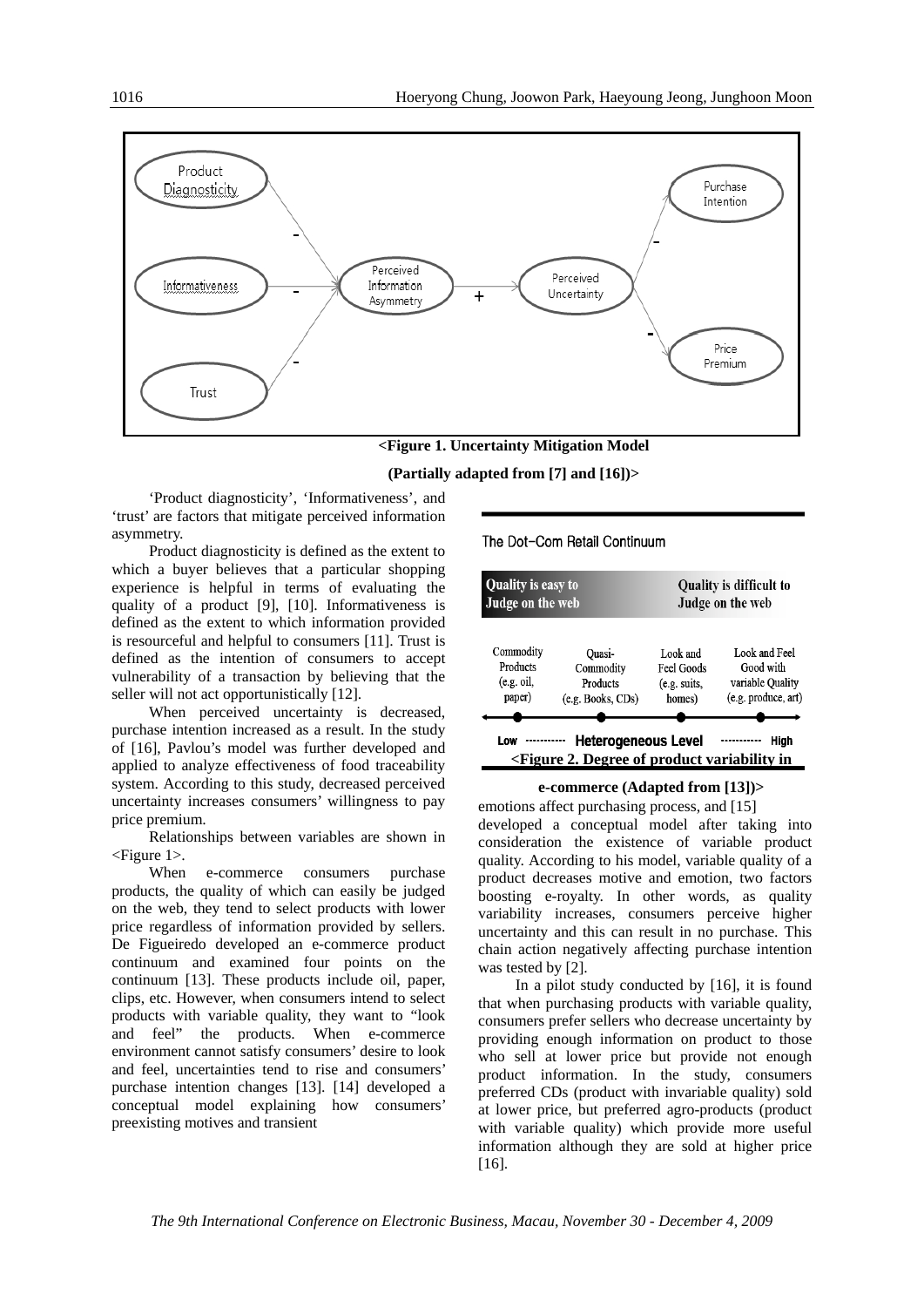<Figure 1. Uncertainty Mitigation Model

(Partially adapted from [7] and [16])>

'Product diagnosticity', 'Informativeness', and 'trust' are factors that mitigate perceived information asymmetry.

Product diagnosticity is defined as the extent to which a buyer believes that a particular shopping experience is helpful in terms of evaluating the quality of a product [9], [10]. Informativeness is defined as the extent to which information provided is resourceful and helpful to consumers [11]. Trust is defined as the intention of consumers to accept vulnerability of a transaction by believing that the seller will not act opportunistically [12].

When perceived uncertainty is decreased, purchase intention increased as a result. In the study of [16], Pavlou's model was further developed and applied to analyze effectiveness of food traceability system. According to this study, decreased perceived uncertainty increases consumers' willingness to pay price premium.

Relationships between variables are shown in <Figure 1>.

When e-commerce consumers purchase products, the quality of which can easily be judged on the web, they tend to select products with lower price regardless of information provided by sellers. De Figueiredo developed an e-commerce product continuum and examined four points on the continuum [13]. These products include oil, paper, clips, etc. However, when consumers intend to select products with variable quality, they want to "look and feel" the products. When e-commerce environment cannot satisfy consumers' desire to look and feel, uncertainties tend to rise and consumers' purchase intention changes [13]. [14] developed a conceptual model explaining how consumers' preexisting motives and transient emotions affect purchasing process, and [15] developed a conceptual model after taking into consideration the existence of variable product quality. According to his model, variable quality of a product decreases motive and emotion, two factors boosting e-royalty. In other words, as quality variability increases, consumers perceive higher uncertainty and this can result in no purchase. This chain action negatively affecting purchase intention was tested by [2].

<Figure 2. Degree of product variability in e-commerce (Adapted from [13])>

In a pilot study conducted by [16], it is found that when purchasing products with variable quality, consumers prefer sellers who decrease uncertainty by providing enough information on product to those who sell at lower price but provide not enough product information. In the study, consumers preferred CDs (product with invariable quality) sold at lower price, but preferred agro-products (product with variable quality) which provide more useful information although they are sold at higher price [16].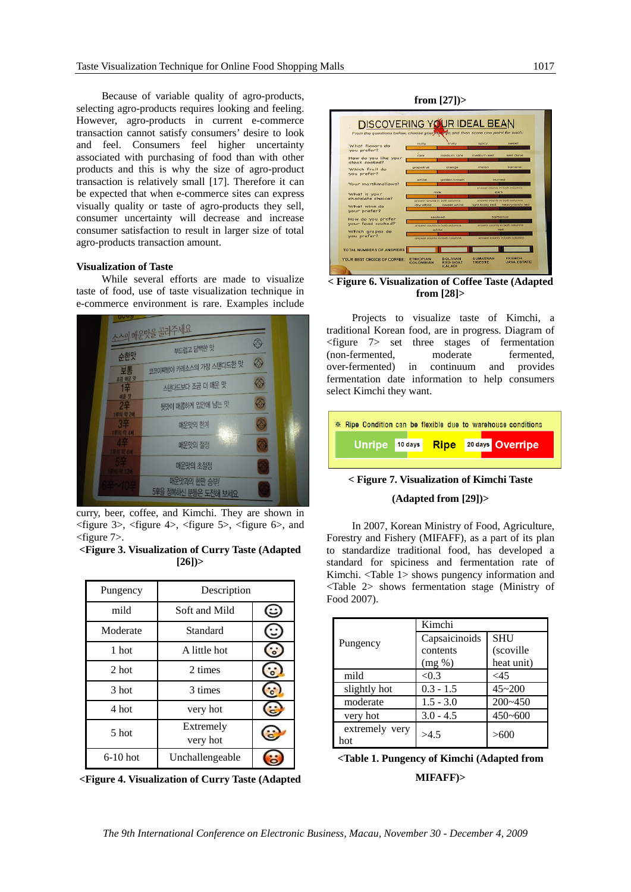Because of variable quality of agro-products, selecting agro-products requires looking and feeling. However, agro-products in current e-commerce transaction cannot satisfy consumers' desire to look and feel. Consumers feel higher uncertainty associated with purchasing of food than with other products and this is why the size of agro-product transaction is relatively small [17]. Therefore it can be expected that when e-commerce sites can express visually quality or taste of agro-products they sell, consumer uncertainty will decrease and increase consumer satisfaction to result in larger size of total agro-products transaction amount.

### Visualization of Taste

While several efforts are made to visualize taste of food, use of taste visualization technique in e-commerce environment is rare. Examples include curry, beer, coffee, and Kimchi. They are shown in <figure 3>, <figure 4>, <figure 5>, <figure 6>, and <figure 7>.

**<Figure 3. Visualization of Curry Taste (Adapted [26])>**

| Pungency | Description | |
|---|---|---|
| mild | Soft and Mild | |
| Moderate | Standard | |
| 1 hot | A little hot | |
| 2 hot | 2 times | |
| 3 hot | 3 times | |
| 4 hot | very hot | |
| 5 hot | Extremely very hot | |
| 6-10 hot | Unchallengeable | |

**<Figure 4. Visualization of Curry Taste (Adapted from [27])>**

**< Figure 6. Visualization of Coffee Taste (Adapted from [28]>**

Projects to visualize taste of Kimchi, a traditional Korean food, are in progress. Diagram of <figure 7> set three stages of fermentation (non-fermented, moderate fermented, over-fermented) in continuum and provides fermentation date information to help consumers select Kimchi they want.

**< Figure 7. Visualization of Kimchi Taste (Adapted from [29])>**

In 2007, Korean Ministry of Food, Agriculture, Forestry and Fishery (MIFAFF), as a part of its plan to standardize traditional food, has developed a standard for spiciness and fermentation rate of Kimchi. <Table 1> shows pungency information and <Table 2> shows fermentation stage (Ministry of Food 2007).

| Pungency | Kimchi | |
|---|---|---|
| | Capsaicinoids contents (mg %) | SHU (scoville heat unit) |
| mild | <0.3 | <45 |
| slightly hot | 0.3 - 1.5 | 45~200 |
| moderate | 1.5 - 3.0 | 200~450 |
| very hot | 3.0 - 4.5 | 450~600 |
| extremely very hot | >4.5 | >600 |

**<Table 1. Pungency of Kimchi (Adapted from MIFAFF)>**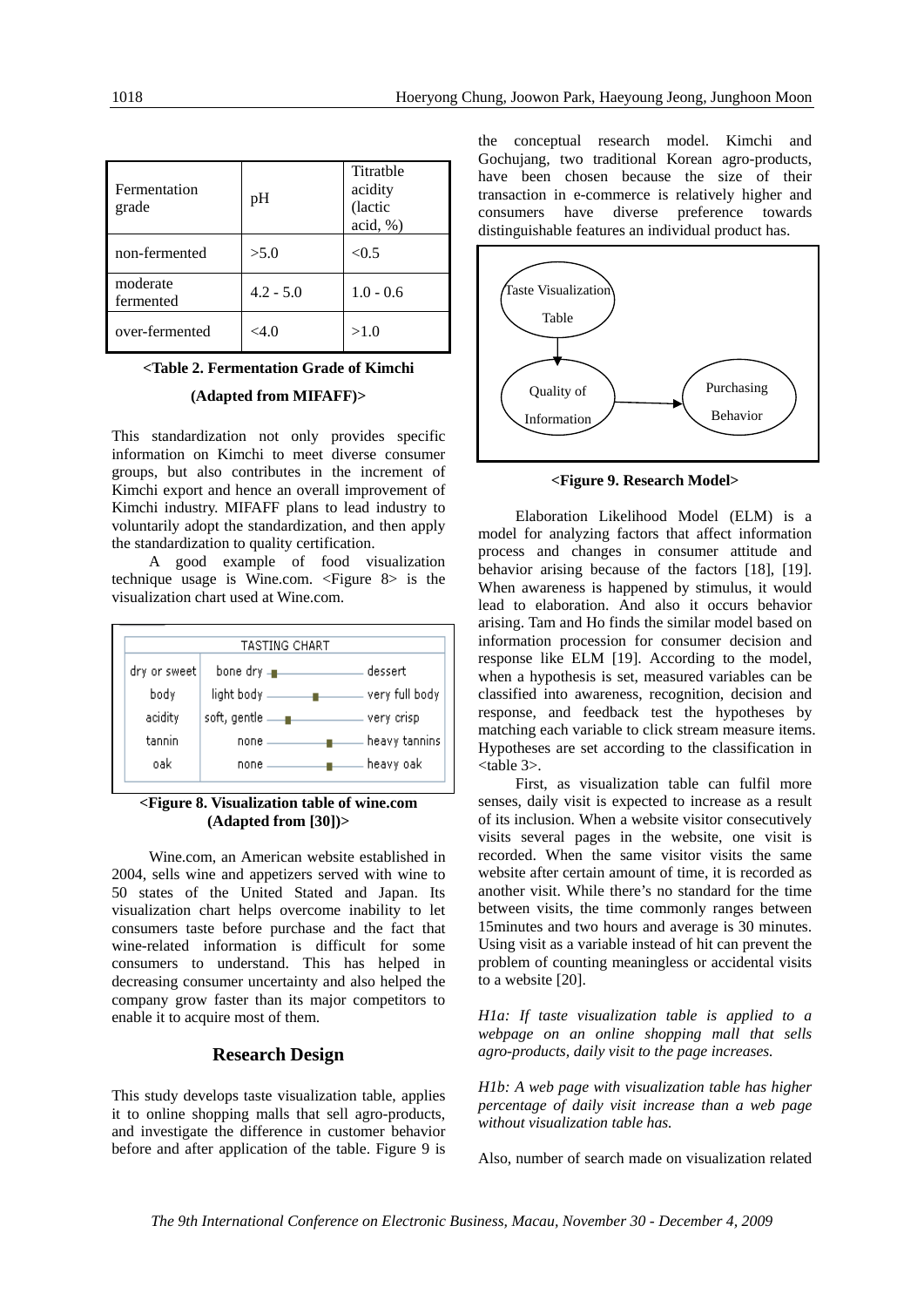| Fermentation grade | pH | Titratble acidity (lactic acid, %) |
| --- | --- | --- |
| non-fermented | >5.0 | <0.5 |
| moderate fermented | 4.2 - 5.0 | 1.0 - 0.6 |
| over-fermented | <4.0 | >1.0 |

**<Table 2. Fermentation Grade of Kimchi (Adapted from MIFAFF)>**

This standardization not only provides specific information on Kimchi to meet diverse consumer groups, but also contributes in the increment of Kimchi export and hence an overall improvement of Kimchi industry. MIFAFF plans to lead industry to voluntarily adopt the standardization, and then apply the standardization to quality certification.

A good example of food visualization technique usage is Wine.com. <Figure 8> is the visualization chart used at Wine.com.

| TASTING CHART | | |
| --- | --- | --- |
| dry or sweet | bone dry | dessert |
| body | light body | very full body |
| acidity | soft, gentle | very crisp |
| tannin | none | heavy tannins |
| oak | none | heavy oak |

**<Figure 8. Visualization table of wine.com (Adapted from [30])>**

Wine.com, an American website established in 2004, sells wine and appetizers served with wine to 50 states of the United Stated and Japan. Its visualization chart helps overcome inability to let consumers taste before purchase and the fact that wine-related information is difficult for some consumers to understand. This has helped in decreasing consumer uncertainty and also helped the company grow faster than its major competitors to enable it to acquire most of them.

## Research Design

This study develops taste visualization table, applies it to online shopping malls that sell agro-products, and investigate the difference in customer behavior before and after application of the table. Figure 9 is the conceptual research model. Kimchi and Gochujang, two traditional Korean agro-products, have been chosen because the size of their transaction in e-commerce is relatively higher and consumers have diverse preference towards distinguishable features an individual product has.

Taste Visualization Table → Quality of Information → Purchasing Behavior

**<Figure 9. Research Model>**

Elaboration Likelihood Model (ELM) is a model for analyzing factors that affect information process and changes in consumer attitude and behavior arising because of the factors [18], [19]. When awareness is happened by stimulus, it would lead to elaboration. And also it occurs behavior arising. Tam and Ho finds the similar model based on information procession for consumer decision and response like ELM [19]. According to the model, when a hypothesis is set, measured variables can be classified into awareness, recognition, decision and response, and feedback test the hypotheses by matching each variable to click stream measure items. Hypotheses are set according to the classification in <table 3>.

First, as visualization table can fulfil more senses, daily visit is expected to increase as a result of its inclusion. When a website visitor consecutively visits several pages in the website, one visit is recorded. When the same visitor visits the same website after certain amount of time, it is recorded as another visit. While there's no standard for the time between visits, the time commonly ranges between 15minutes and two hours and average is 30 minutes. Using visit as a variable instead of hit can prevent the problem of counting meaningless or accidental visits to a website [20].

*H1a: If taste visualization table is applied to a webpage on an online shopping mall that sells agro-products, daily visit to the page increases.*

*H1b: A web page with visualization table has higher percentage of daily visit increase than a web page without visualization table has.*

Also, number of search made on visualization related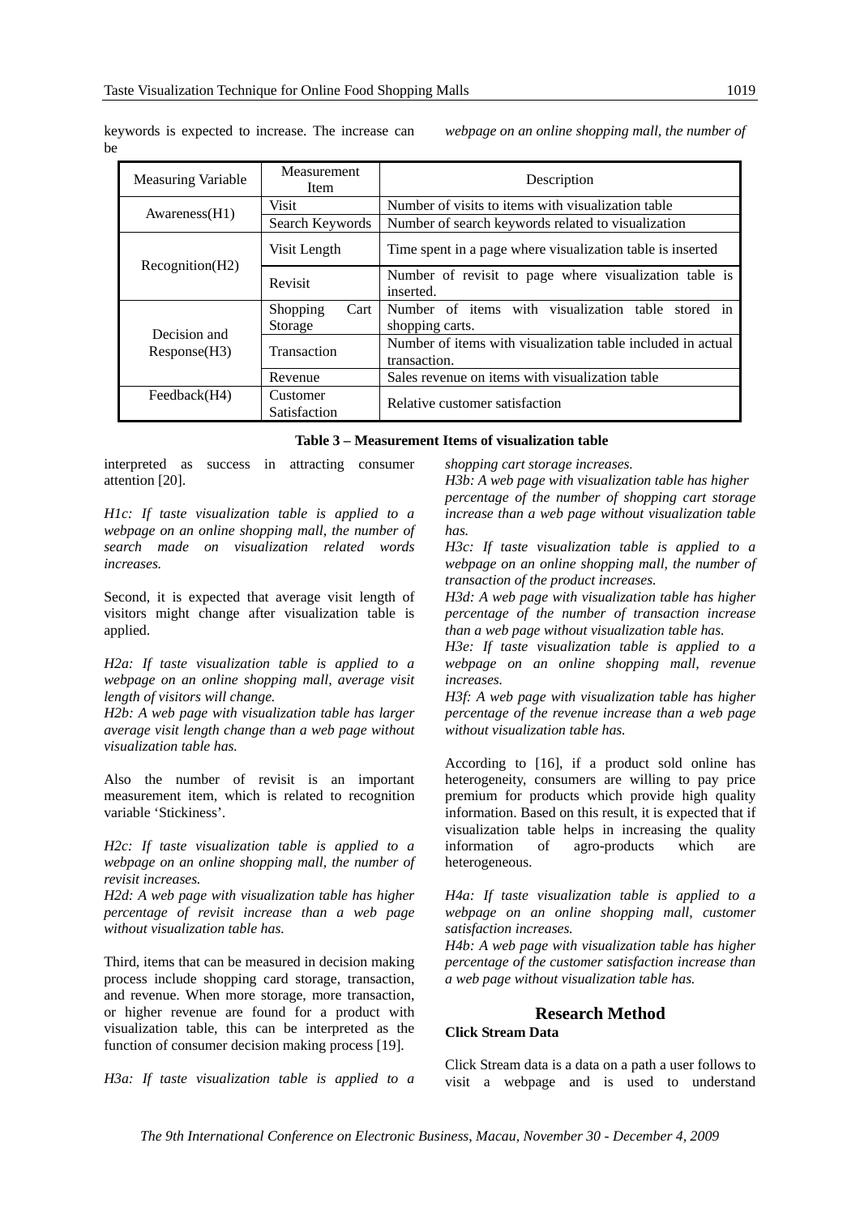keywords is expected to increase. The increase can be interpreted as success in attracting consumer attention [20].

| Measuring Variable | Measurement Item | Description |
| --- | --- | --- |
| Awareness(H1) | Visit | Number of visits to items with visualization table |
| | Search Keywords | Number of search keywords related to visualization |
| Recognition(H2) | Visit Length | Time spent in a page where visualization table is inserted |
| | Revisit | Number of revisit to page where visualization table is inserted. |
| Decision and Response(H3) | Shopping Cart Storage | Number of items with visualization table stored in shopping carts. |
| | Transaction | Number of items with visualization table included in actual transaction. |
| | Revenue | Sales revenue on items with visualization table |
| Feedback(H4) | Customer Satisfaction | Relative customer satisfaction |

**Table 3 – Measurement Items of visualization table**

*H1c: If taste visualization table is applied to a webpage on an online shopping mall, the number of search made on visualization related words increases.*

Second, it is expected that average visit length of visitors might change after visualization table is applied.

*H2a: If taste visualization table is applied to a webpage on an online shopping mall, average visit length of visitors will change.*
*H2b: A web page with visualization table has larger average visit length change than a web page without visualization table has.*

Also the number of revisit is an important measurement item, which is related to recognition variable 'Stickiness'.

*H2c: If taste visualization table is applied to a webpage on an online shopping mall, the number of revisit increases.*
*H2d: A web page with visualization table has higher percentage of revisit increase than a web page without visualization table has.*

Third, items that can be measured in decision making process include shopping card storage, transaction, and revenue. When more storage, more transaction, or higher revenue are found for a product with visualization table, this can be interpreted as the function of consumer decision making process [19].

*H3a: If taste visualization table is applied to a webpage on an online shopping mall, the number of shopping cart storage increases.*
*H3b: A web page with visualization table has higher percentage of the number of shopping cart storage increase than a web page without visualization table has.*
*H3c: If taste visualization table is applied to a webpage on an online shopping mall, the number of transaction of the product increases.*
*H3d: A web page with visualization table has higher percentage of the number of transaction increase than a web page without visualization table has.*
*H3e: If taste visualization table is applied to a webpage on an online shopping mall, revenue increases.*
*H3f: A web page with visualization table has higher percentage of the revenue increase than a web page without visualization table has.*

According to [16], if a product sold online has heterogeneity, consumers are willing to pay price premium for products which provide high quality information. Based on this result, it is expected that if visualization table helps in increasing the quality information of agro-products which are heterogeneous.

*H4a: If taste visualization table is applied to a webpage on an online shopping mall, customer satisfaction increases.*
*H4b: A web page with visualization table has higher percentage of the customer satisfaction increase than a web page without visualization table has.*

## Research Method

### Click Stream Data

Click Stream data is a data on a path a user follows to visit a webpage and is used to understand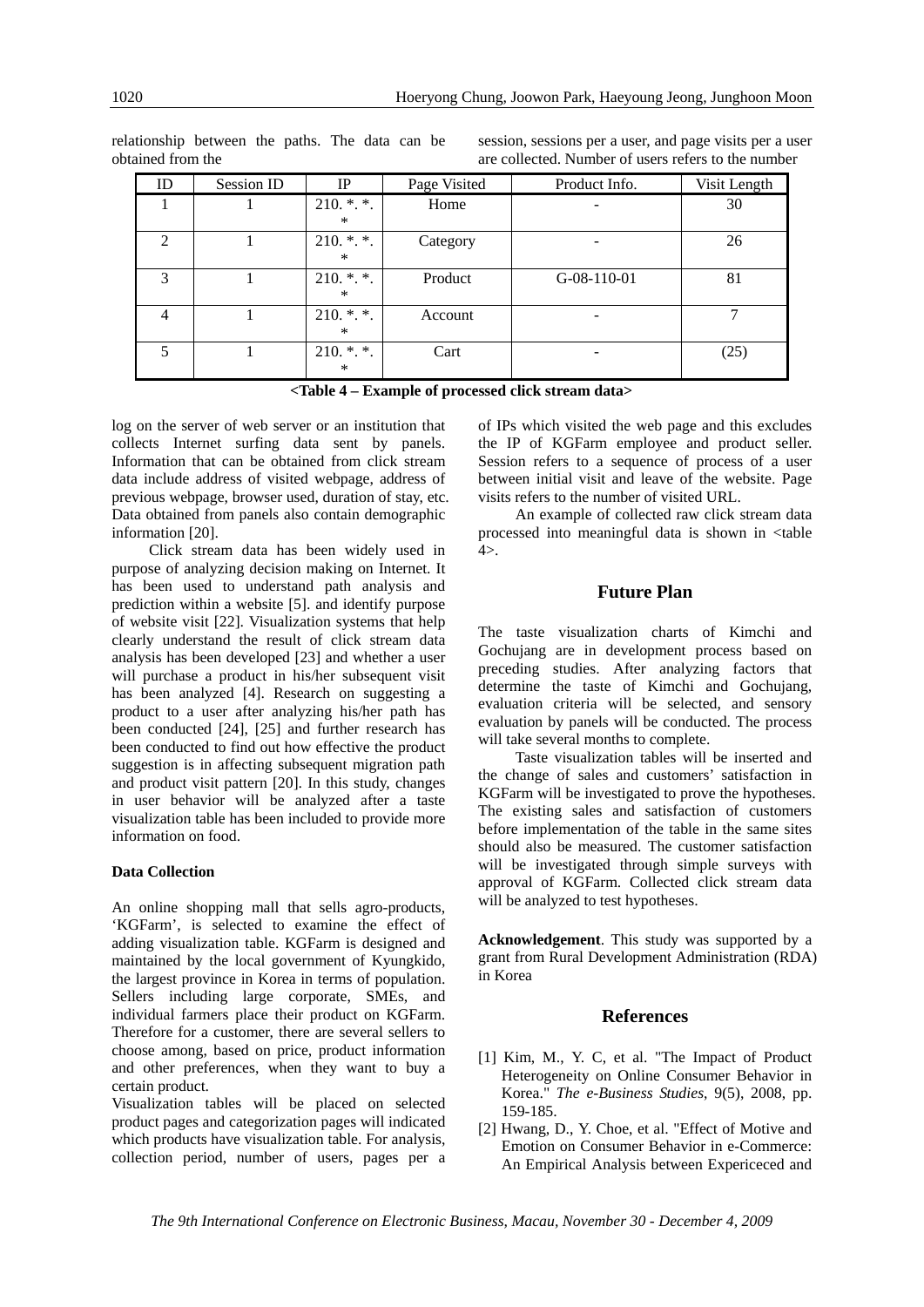relationship between the paths. The data can be obtained from the log on the server of web server or an institution that collects Internet surfing data sent by panels. Information that can be obtained from click stream data include address of visited webpage, address of previous webpage, browser used, duration of stay, etc. Data obtained from panels also contain demographic information [20].

Click stream data has been widely used in purpose of analyzing decision making on Internet. It has been used to understand path analysis and prediction within a website [5]. and identify purpose of website visit [22]. Visualization systems that help clearly understand the result of click stream data analysis has been developed [23] and whether a user will purchase a product in his/her subsequent visit has been analyzed [4]. Research on suggesting a product to a user after analyzing his/her path has been conducted [24], [25] and further research has been conducted to find out how effective the product suggestion is in affecting subsequent migration path and product visit pattern [20]. In this study, changes in user behavior will be analyzed after a taste visualization table has been included to provide more information on food.

#### Data Collection

An online shopping mall that sells agro-products, 'KGFarm', is selected to examine the effect of adding visualization table. KGFarm is designed and maintained by the local government of Kyungkido, the largest province in Korea in terms of population. Sellers including large corporate, SMEs, and individual farmers place their product on KGFarm. Therefore for a customer, there are several sellers to choose among, based on price, product information and other preferences, when they want to buy a certain product.

Visualization tables will be placed on selected product pages and categorization pages will indicated which products have visualization table. For analysis, collection period, number of users, pages per a session, sessions per a user, and page visits per a user are collected. Number of users refers to the number of IPs which visited the web page and this excludes the IP of KGFarm employee and product seller. Session refers to a sequence of process of a user between initial visit and leave of the website. Page visits refers to the number of visited URL.

An example of collected raw click stream data processed into meaningful data is shown in <table 4>.

| ID | Session ID | IP | Page Visited | Product Info. | Visit Length |
|---|---|---|---|---|---|
| 1 | 1 | 210. *. *. * | Home | - | 30 |
| 2 | 1 | 210. *. *. * | Category | - | 26 |
| 3 | 1 | 210. *. *. * | Product | G-08-110-01 | 81 |
| 4 | 1 | 210. *. *. * | Account | - | 7 |
| 5 | 1 | 210. *. *. * | Cart | - | (25) |

**<Table 4 – Example of processed click stream data>**

## Future Plan

The taste visualization charts of Kimchi and Gochujang are in development process based on preceding studies. After analyzing factors that determine the taste of Kimchi and Gochujang, evaluation criteria will be selected, and sensory evaluation by panels will be conducted. The process will take several months to complete.

Taste visualization tables will be inserted and the change of sales and customers' satisfaction in KGFarm will be investigated to prove the hypotheses. The existing sales and satisfaction of customers before implementation of the table in the same sites should also be measured. The customer satisfaction will be investigated through simple surveys with approval of KGFarm. Collected click stream data will be analyzed to test hypotheses.

**Acknowledgement**. This study was supported by a grant from Rural Development Administration (RDA) in Korea

## References

[1] Kim, M., Y. C, et al. "The Impact of Product Heterogeneity on Online Consumer Behavior in Korea." *The e-Business Studies*, 9(5), 2008, pp. 159-185.

[2] Hwang, D., Y. Choe, et al. "Effect of Motive and Emotion on Consumer Behavior in e-Commerce: An Empirical Analysis between Expericeced and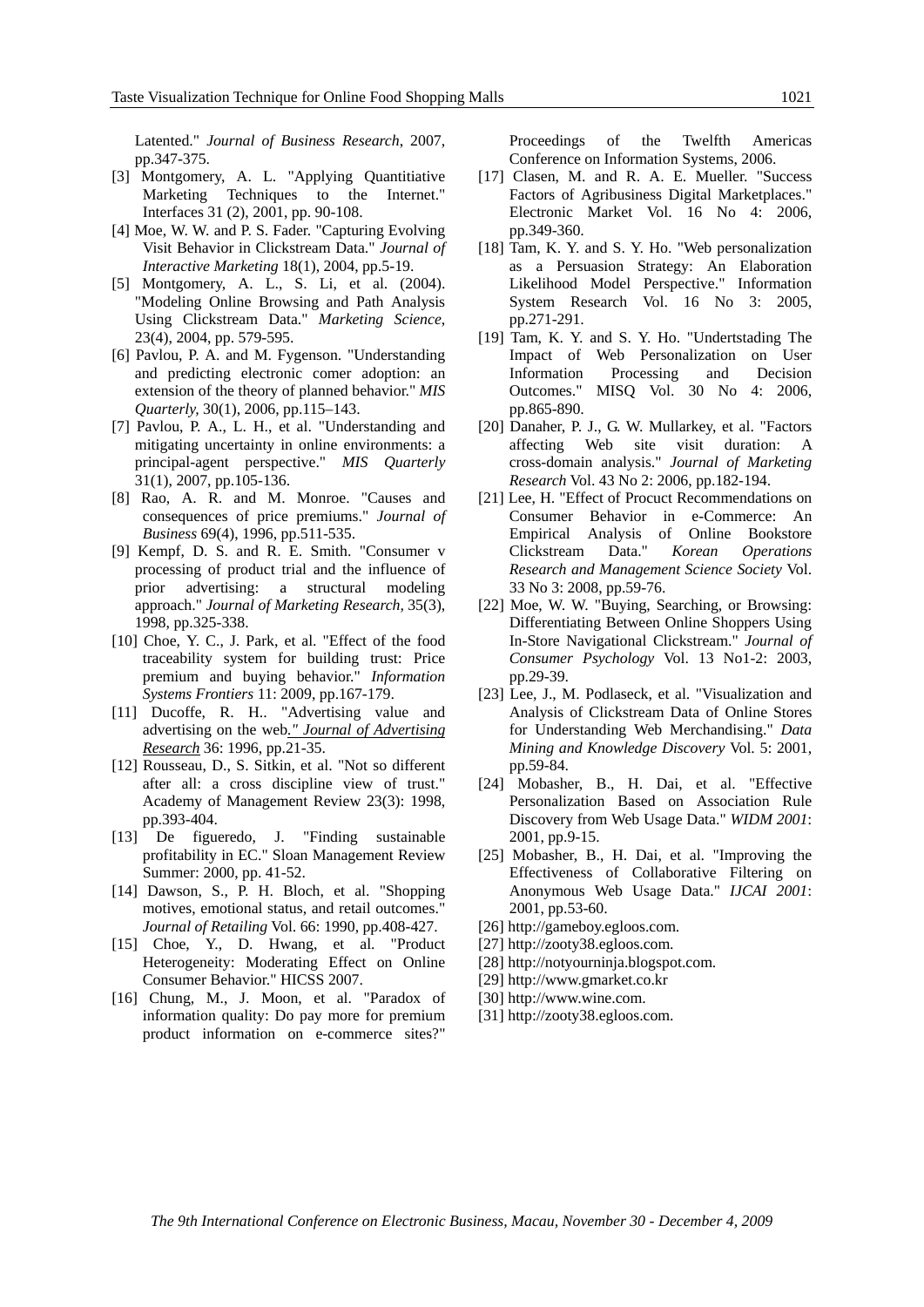Latented." *Journal of Business Research*, 2007, pp.347-375.

- [3] Montgomery, A. L. "Applying Quantitiative Marketing Techniques to the Internet." Interfaces 31 (2), 2001, pp. 90-108.
- [4] Moe, W. W. and P. S. Fader. "Capturing Evolving Visit Behavior in Clickstream Data." *Journal of Interactive Marketing* 18(1), 2004, pp.5-19.
- [5] Montgomery, A. L., S. Li, et al. (2004). "Modeling Online Browsing and Path Analysis Using Clickstream Data." *Marketing Science*, 23(4), 2004, pp. 579-595.
- [6] Pavlou, P. A. and M. Fygenson. "Understanding and predicting electronic comer adoption: an extension of the theory of planned behavior." *MIS Quarterly*, 30(1), 2006, pp.115–143.
- [7] Pavlou, P. A., L. H., et al. "Understanding and mitigating uncertainty in online environments: a principal-agent perspective." *MIS Quarterly* 31(1), 2007, pp.105-136.
- [8] Rao, A. R. and M. Monroe. "Causes and consequences of price premiums." *Journal of Business* 69(4), 1996, pp.511-535.
- [9] Kempf, D. S. and R. E. Smith. "Consumer v processing of product trial and the influence of prior advertising: a structural modeling approach." *Journal of Marketing Research*, 35(3), 1998, pp.325-338.
- [10] Choe, Y. C., J. Park, et al. "Effect of the food traceability system for building trust: Price premium and buying behavior." *Information Systems Frontiers* 11: 2009, pp.167-179.
- [11] Ducoffe, R. H.. "Advertising value and advertising on the web." *Journal of Advertising Research* 36: 1996, pp.21-35.
- [12] Rousseau, D., S. Sitkin, et al. "Not so different after all: a cross discipline view of trust." Academy of Management Review 23(3): 1998, pp.393-404.
- [13] De figueredo, J. "Finding sustainable profitability in EC." Sloan Management Review Summer: 2000, pp. 41-52.
- [14] Dawson, S., P. H. Bloch, et al. "Shopping motives, emotional status, and retail outcomes." *Journal of Retailing* Vol. 66: 1990, pp.408-427.
- [15] Choe, Y., D. Hwang, et al. "Product Heterogeneity: Moderating Effect on Online Consumer Behavior." HICSS 2007.
- [16] Chung, M., J. Moon, et al. "Paradox of information quality: Do pay more for premium product information on e-commerce sites?" Proceedings of the Twelfth Americas Conference on Information Systems, 2006.
- [17] Clasen, M. and R. A. E. Mueller. "Success Factors of Agribusiness Digital Marketplaces." Electronic Market Vol. 16 No 4: 2006, pp.349-360.
- [18] Tam, K. Y. and S. Y. Ho. "Web personalization as a Persuasion Strategy: An Elaboration Likelihood Model Perspective." Information System Research Vol. 16 No 3: 2005, pp.271-291.
- [19] Tam, K. Y. and S. Y. Ho. "Undertstading The Impact of Web Personalization on User Information Processing and Decision Outcomes." MISQ Vol. 30 No 4: 2006, pp.865-890.
- [20] Danaher, P. J., G. W. Mullarkey, et al. "Factors affecting Web site visit duration: A cross-domain analysis." *Journal of Marketing Research* Vol. 43 No 2: 2006, pp.182-194.
- [21] Lee, H. "Effect of Procuct Recommendations on Consumer Behavior in e-Commerce: An Empirical Analysis of Online Bookstore Clickstream Data." *Korean Operations Research and Management Science Society* Vol. 33 No 3: 2008, pp.59-76.
- [22] Moe, W. W. "Buying, Searching, or Browsing: Differentiating Between Online Shoppers Using In-Store Navigational Clickstream." *Journal of Consumer Psychology* Vol. 13 No1-2: 2003, pp.29-39.
- [23] Lee, J., M. Podlaseck, et al. "Visualization and Analysis of Clickstream Data of Online Stores for Understanding Web Merchandising." *Data Mining and Knowledge Discovery* Vol. 5: 2001, pp.59-84.
- [24] Mobasher, B., H. Dai, et al. "Effective Personalization Based on Association Rule Discovery from Web Usage Data." *WIDM 2001*: 2001, pp.9-15.
- [25] Mobasher, B., H. Dai, et al. "Improving the Effectiveness of Collaborative Filtering on Anonymous Web Usage Data." *IJCAI 2001*: 2001, pp.53-60.
- [26] http://gameboy.egloos.com.
- [27] http://zooty38.egloos.com.
- [28] http://notyourninja.blogspot.com.
- [29] http://www.gmarket.co.kr
- [30] http://www.wine.com.
- [31] http://zooty38.egloos.com.